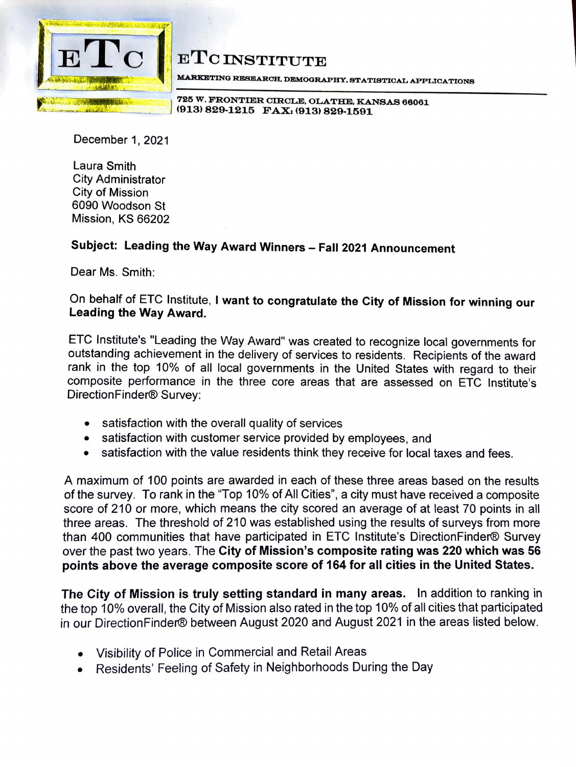**ETC INSTITUTE**

MARKETING RESEARCH, DEMOGRAPHY, STATISTICAL APPLICATIONS

725 W. FRONTIER CIRCLE, OLATHE, KANSAS 66061
(913) 829-1215 FAX: (913) 829-1591

December 1, 2021

Laura Smith
City Administrator
City of Mission
6090 Woodson St
Mission, KS 66202

**Subject: Leading the Way Award Winners – Fall 2021 Announcement**

Dear Ms. Smith:

On behalf of ETC Institute, **I want to congratulate the City of Mission for winning our Leading the Way Award.**

ETC Institute's "Leading the Way Award" was created to recognize local governments for outstanding achievement in the delivery of services to residents. Recipients of the award rank in the top 10% of all local governments in the United States with regard to their composite performance in the three core areas that are assessed on ETC Institute's DirectionFinder® Survey:

- satisfaction with the overall quality of services
- satisfaction with customer service provided by employees, and
- satisfaction with the value residents think they receive for local taxes and fees.

A maximum of 100 points are awarded in each of these three areas based on the results of the survey. To rank in the "Top 10% of All Cities", a city must have received a composite score of 210 or more, which means the city scored an average of at least 70 points in all three areas. The threshold of 210 was established using the results of surveys from more than 400 communities that have participated in ETC Institute's DirectionFinder® Survey over the past two years. The **City of Mission's composite rating was 220 which was 56 points above the average composite score of 164 for all cities in the United States.**

**The City of Mission is truly setting standard in many areas.** In addition to ranking in the top 10% overall, the City of Mission also rated in the top 10% of all cities that participated in our DirectionFinder® between August 2020 and August 2021 in the areas listed below.

- Visibility of Police in Commercial and Retail Areas
- Residents' Feeling of Safety in Neighborhoods During the Day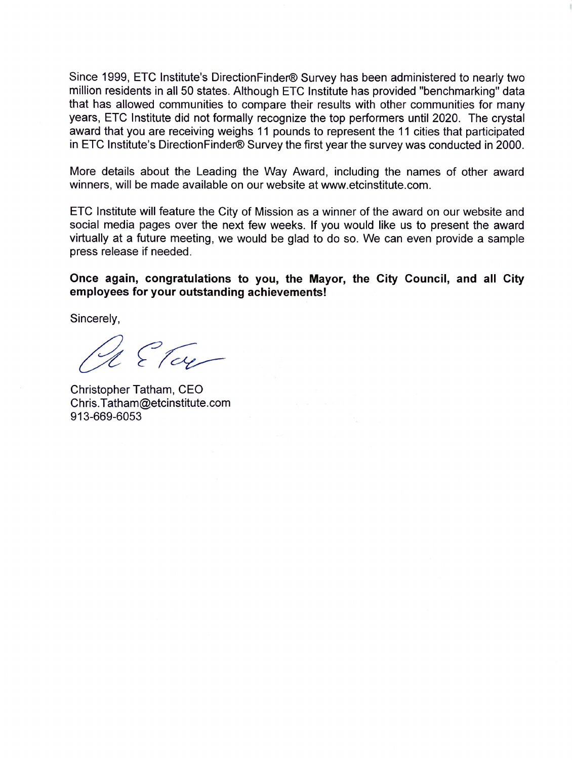Since 1999, ETC Institute's DirectionFinder® Survey has been administered to nearly two million residents in all 50 states. Although ETC Institute has provided "benchmarking" data that has allowed communities to compare their results with other communities for many years, ETC Institute did not formally recognize the top performers until 2020. The crystal award that you are receiving weighs 11 pounds to represent the 11 cities that participated in ETC Institute's DirectionFinder® Survey the first year the survey was conducted in 2000.

More details about the Leading the Way Award, including the names of other award winners, will be made available on our website at www.etcinstitute.com.

ETC Institute will feature the City of Mission as a winner of the award on our website and social media pages over the next few weeks. If you would like us to present the award virtually at a future meeting, we would be glad to do so. We can even provide a sample press release if needed.

**Once again, congratulations to you, the Mayor, the City Council, and all City employees for your outstanding achievements!**

Sincerely,

Christopher Tatham, CEO
Chris.Tatham@etcinstitute.com
913-669-6053